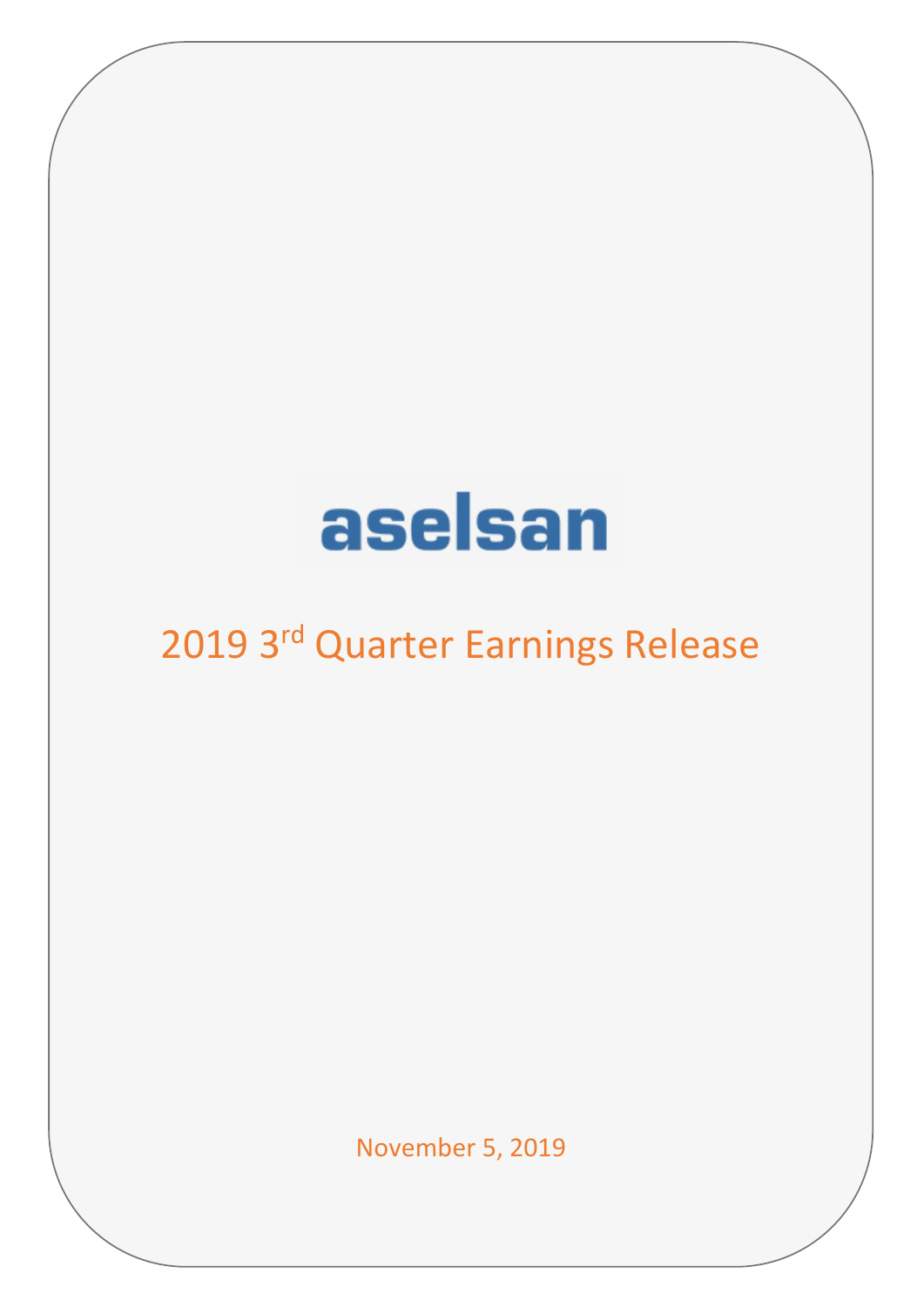# aselsan

## 2019 3rd Quarter Earnings Release

November 5, 2019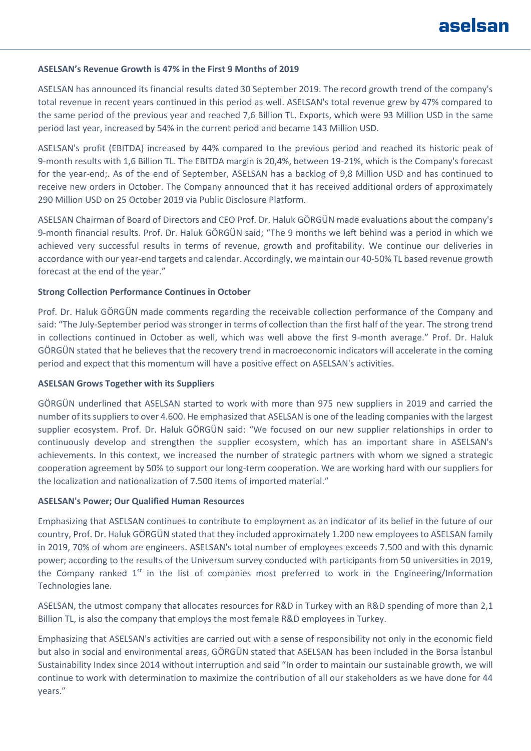**ASELSAN's Revenue Growth is 47% in the First 9 Months of 2019**

ASELSAN has announced its financial results dated 30 September 2019. The record growth trend of the company's total revenue in recent years continued in this period as well. ASELSAN's total revenue grew by 47% compared to the same period of the previous year and reached 7,6 Billion TL. Exports, which were 93 Million USD in the same period last year, increased by 54% in the current period and became 143 Million USD.

ASELSAN's profit (EBITDA) increased by 44% compared to the previous period and reached its historic peak of 9-month results with 1,6 Billion TL. The EBITDA margin is 20,4%, between 19-21%, which is the Company's forecast for the year-end;. As of the end of September, ASELSAN has a backlog of 9,8 Million USD and has continued to receive new orders in October. The Company announced that it has received additional orders of approximately 290 Million USD on 25 October 2019 via Public Disclosure Platform.

ASELSAN Chairman of Board of Directors and CEO Prof. Dr. Haluk GÖRGÜN made evaluations about the company's 9-month financial results. Prof. Dr. Haluk GÖRGÜN said; "The 9 months we left behind was a period in which we achieved very successful results in terms of revenue, growth and profitability. We continue our deliveries in accordance with our year-end targets and calendar. Accordingly, we maintain our 40-50% TL based revenue growth forecast at the end of the year."

**Strong Collection Performance Continues in October**

Prof. Dr. Haluk GÖRGÜN made comments regarding the receivable collection performance of the Company and said: "The July-September period was stronger in terms of collection than the first half of the year. The strong trend in collections continued in October as well, which was well above the first 9-month average." Prof. Dr. Haluk GÖRGÜN stated that he believes that the recovery trend in macroeconomic indicators will accelerate in the coming period and expect that this momentum will have a positive effect on ASELSAN's activities.

**ASELSAN Grows Together with its Suppliers**

GÖRGÜN underlined that ASELSAN started to work with more than 975 new suppliers in 2019 and carried the number of its suppliers to over 4.600. He emphasized that ASELSAN is one of the leading companies with the largest supplier ecosystem. Prof. Dr. Haluk GÖRGÜN said: "We focused on our new supplier relationships in order to continuously develop and strengthen the supplier ecosystem, which has an important share in ASELSAN's achievements. In this context, we increased the number of strategic partners with whom we signed a strategic cooperation agreement by 50% to support our long-term cooperation. We are working hard with our suppliers for the localization and nationalization of 7.500 items of imported material."

**ASELSAN's Power; Our Qualified Human Resources**

Emphasizing that ASELSAN continues to contribute to employment as an indicator of its belief in the future of our country, Prof. Dr. Haluk GÖRGÜN stated that they included approximately 1.200 new employees to ASELSAN family in 2019, 70% of whom are engineers. ASELSAN's total number of employees exceeds 7.500 and with this dynamic power; according to the results of the Universum survey conducted with participants from 50 universities in 2019, the Company ranked 1st in the list of companies most preferred to work in the Engineering/Information Technologies lane.

ASELSAN, the utmost company that allocates resources for R&D in Turkey with an R&D spending of more than 2,1 Billion TL, is also the company that employs the most female R&D employees in Turkey.

Emphasizing that ASELSAN's activities are carried out with a sense of responsibility not only in the economic field but also in social and environmental areas, GÖRGÜN stated that ASELSAN has been included in the Borsa İstanbul Sustainability Index since 2014 without interruption and said "In order to maintain our sustainable growth, we will continue to work with determination to maximize the contribution of all our stakeholders as we have done for 44 years."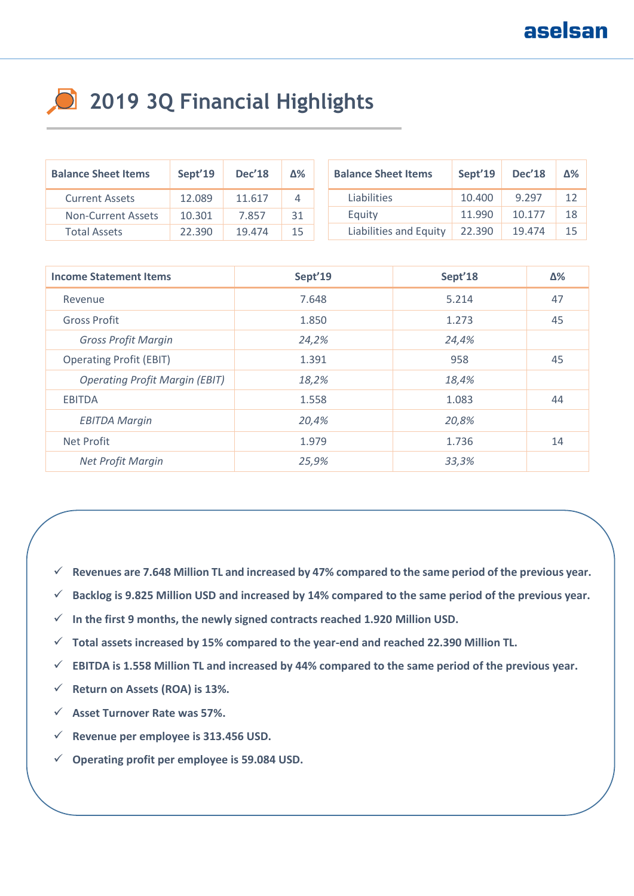# 2019 3Q Financial Highlights

| Balance Sheet Items | Sept'19 | Dec'18 | Δ% |
|---|---|---|---|
| Current Assets | 12.089 | 11.617 | 4 |
| Non-Current Assets | 10.301 | 7.857 | 31 |
| Total Assets | 22.390 | 19.474 | 15 |

| Balance Sheet Items | Sept'19 | Dec'18 | Δ% |
|---|---|---|---|
| Liabilities | 10.400 | 9.297 | 12 |
| Equity | 11.990 | 10.177 | 18 |
| Liabilities and Equity | 22.390 | 19.474 | 15 |

| Income Statement Items | Sept'19 | Sept'18 | Δ% |
|---|---|---|---|
| Revenue | 7.648 | 5.214 | 47 |
| Gross Profit | 1.850 | 1.273 | 45 |
| *Gross Profit Margin* | *24,2%* | *24,4%* | |
| Operating Profit (EBIT) | 1.391 | 958 | 45 |
| *Operating Profit Margin (EBIT)* | *18,2%* | *18,4%* | |
| EBITDA | 1.558 | 1.083 | 44 |
| *EBITDA Margin* | *20,4%* | *20,8%* | |
| Net Profit | 1.979 | 1.736 | 14 |
| *Net Profit Margin* | *25,9%* | *33,3%* | |

- ✓ **Revenues are 7.648 Million TL and increased by 47% compared to the same period of the previous year.**
- ✓ **Backlog is 9.825 Million USD and increased by 14% compared to the same period of the previous year.**
- ✓ **In the first 9 months, the newly signed contracts reached 1.920 Million USD.**
- ✓ **Total assets increased by 15% compared to the year-end and reached 22.390 Million TL.**
- ✓ **EBITDA is 1.558 Million TL and increased by 44% compared to the same period of the previous year.**
- ✓ **Return on Assets (ROA) is 13%.**
- ✓ **Asset Turnover Rate was 57%.**
- ✓ **Revenue per employee is 313.456 USD.**
- ✓ **Operating profit per employee is 59.084 USD.**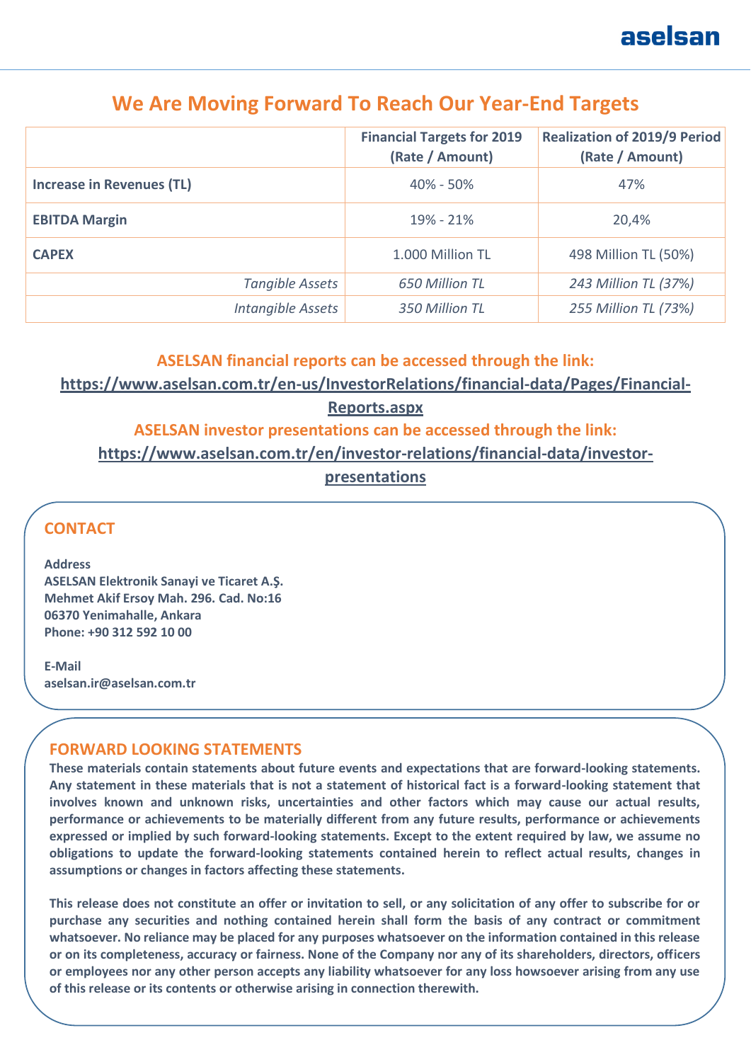# We Are Moving Forward To Reach Our Year-End Targets

| | Financial Targets for 2019 (Rate / Amount) | Realization of 2019/9 Period (Rate / Amount) |
|---|---|---|
| **Increase in Revenues (TL)** | 40% - 50% | 47% |
| **EBITDA Margin** | 19% - 21% | 20,4% |
| **CAPEX** | 1.000 Million TL | 498 Million TL (50%) |
| *Tangible Assets* | *650 Million TL* | *243 Million TL (37%)* |
| *Intangible Assets* | *350 Million TL* | *255 Million TL (73%)* |

**ASELSAN financial reports can be accessed through the link:**

**https://www.aselsan.com.tr/en-us/InvestorRelations/financial-data/Pages/Financial-Reports.aspx**

**ASELSAN investor presentations can be accessed through the link:**

**https://www.aselsan.com.tr/en/investor-relations/financial-data/investor-presentations**

## CONTACT

**Address**
**ASELSAN Elektronik Sanayi ve Ticaret A.Ş.**
**Mehmet Akif Ersoy Mah. 296. Cad. No:16**
**06370 Yenimahalle, Ankara**
**Phone: +90 312 592 10 00**

**E-Mail**
**aselsan.ir@aselsan.com.tr**

## FORWARD LOOKING STATEMENTS

**These materials contain statements about future events and expectations that are forward-looking statements. Any statement in these materials that is not a statement of historical fact is a forward-looking statement that involves known and unknown risks, uncertainties and other factors which may cause our actual results, performance or achievements to be materially different from any future results, performance or achievements expressed or implied by such forward-looking statements. Except to the extent required by law, we assume no obligations to update the forward-looking statements contained herein to reflect actual results, changes in assumptions or changes in factors affecting these statements.**

**This release does not constitute an offer or invitation to sell, or any solicitation of any offer to subscribe for or purchase any securities and nothing contained herein shall form the basis of any contract or commitment whatsoever. No reliance may be placed for any purposes whatsoever on the information contained in this release or on its completeness, accuracy or fairness. None of the Company nor any of its shareholders, directors, officers or employees nor any other person accepts any liability whatsoever for any loss howsoever arising from any use of this release or its contents or otherwise arising in connection therewith.**